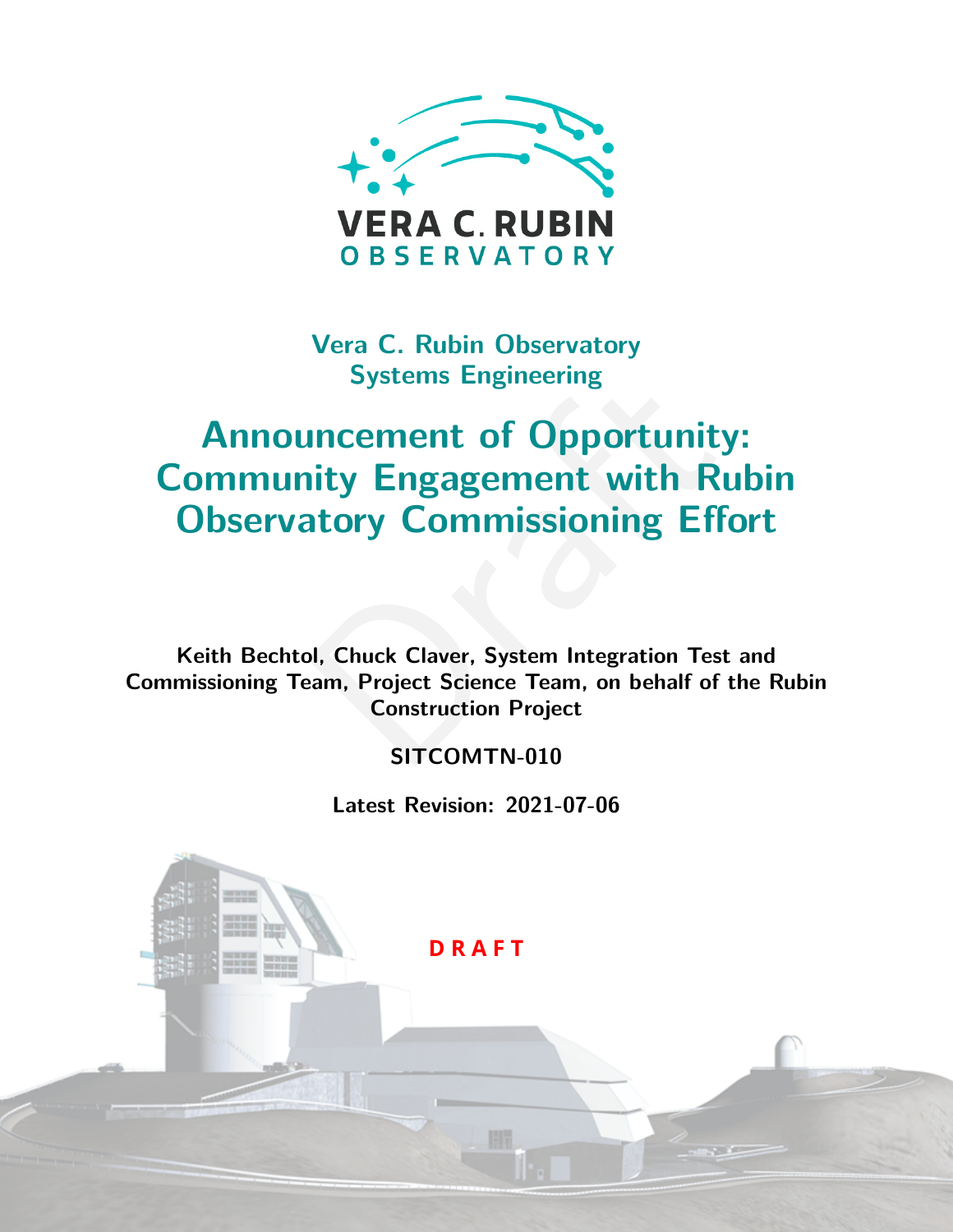VERA C. RUBIN
OBSERVATORY

Vera C. Rubin Observatory
Systems Engineering

# Announcement of Opportunity: Community Engagement with Rubin Observatory Commissioning Effort

**Keith Bechtol, Chuck Claver, System Integration Test and Commissioning Team, Project Science Team, on behalf of the Rubin Construction Project**

**SITCOMTN-010**

**Latest Revision: 2021-07-06**

**DRAFT**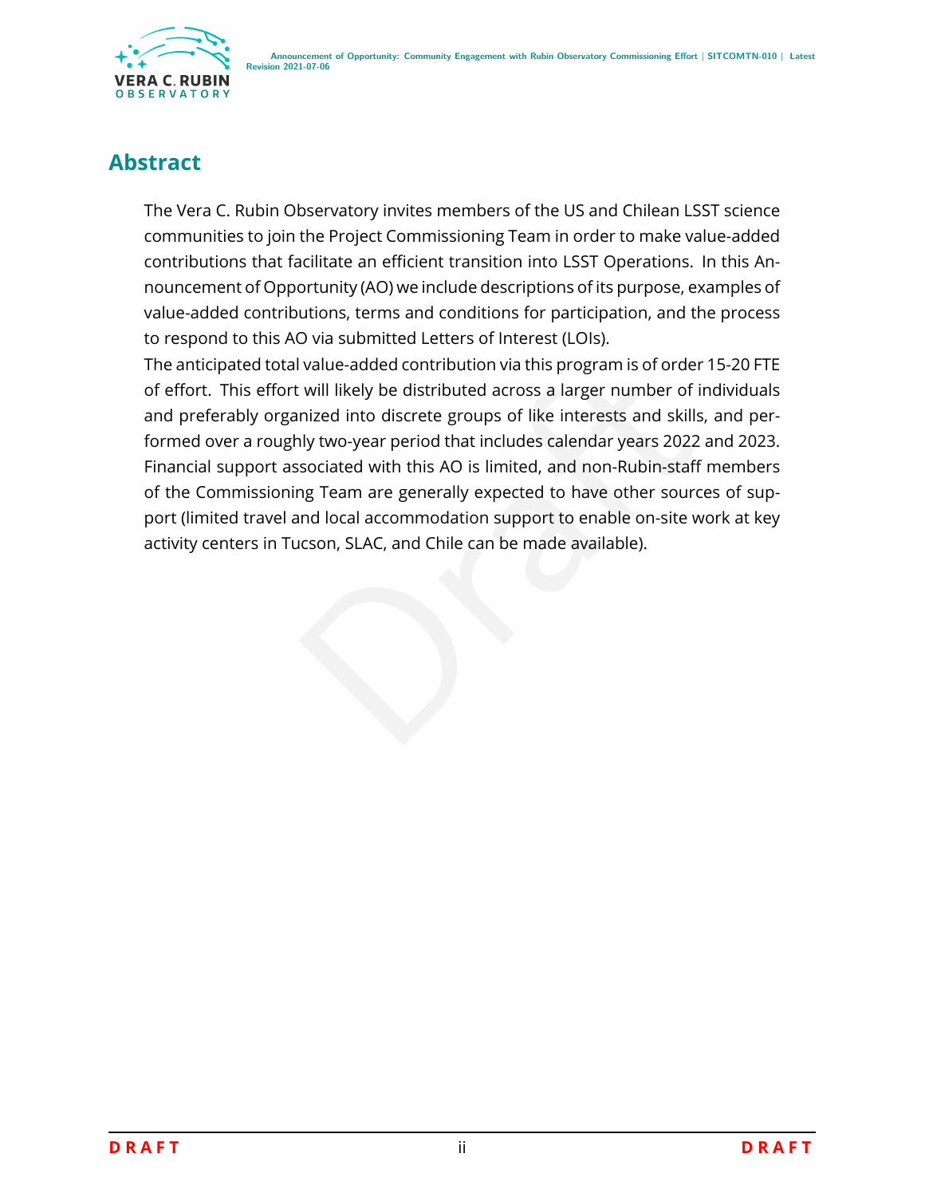# Abstract

The Vera C. Rubin Observatory invites members of the US and Chilean LSST science communities to join the Project Commissioning Team in order to make value-added contributions that facilitate an efficient transition into LSST Operations. In this Announcement of Opportunity (AO) we include descriptions of its purpose, examples of value-added contributions, terms and conditions for participation, and the process to respond to this AO via submitted Letters of Interest (LOIs).

The anticipated total value-added contribution via this program is of order 15-20 FTE of effort. This effort will likely be distributed across a larger number of individuals and preferably organized into discrete groups of like interests and skills, and performed over a roughly two-year period that includes calendar years 2022 and 2023. Financial support associated with this AO is limited, and non-Rubin-staff members of the Commissioning Team are generally expected to have other sources of support (limited travel and local accommodation support to enable on-site work at key activity centers in Tucson, SLAC, and Chile can be made available).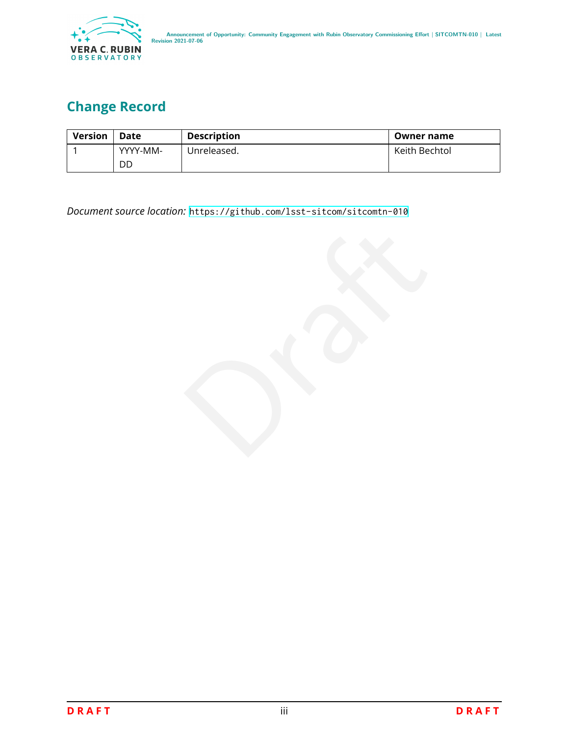## Change Record

| Version | Date | Description | Owner name |
|---|---|---|---|
| 1 | YYYY-MM-DD | Unreleased. | Keith Bechtol |

*Document source location:* https://github.com/lsst-sitcom/sitcomtn-010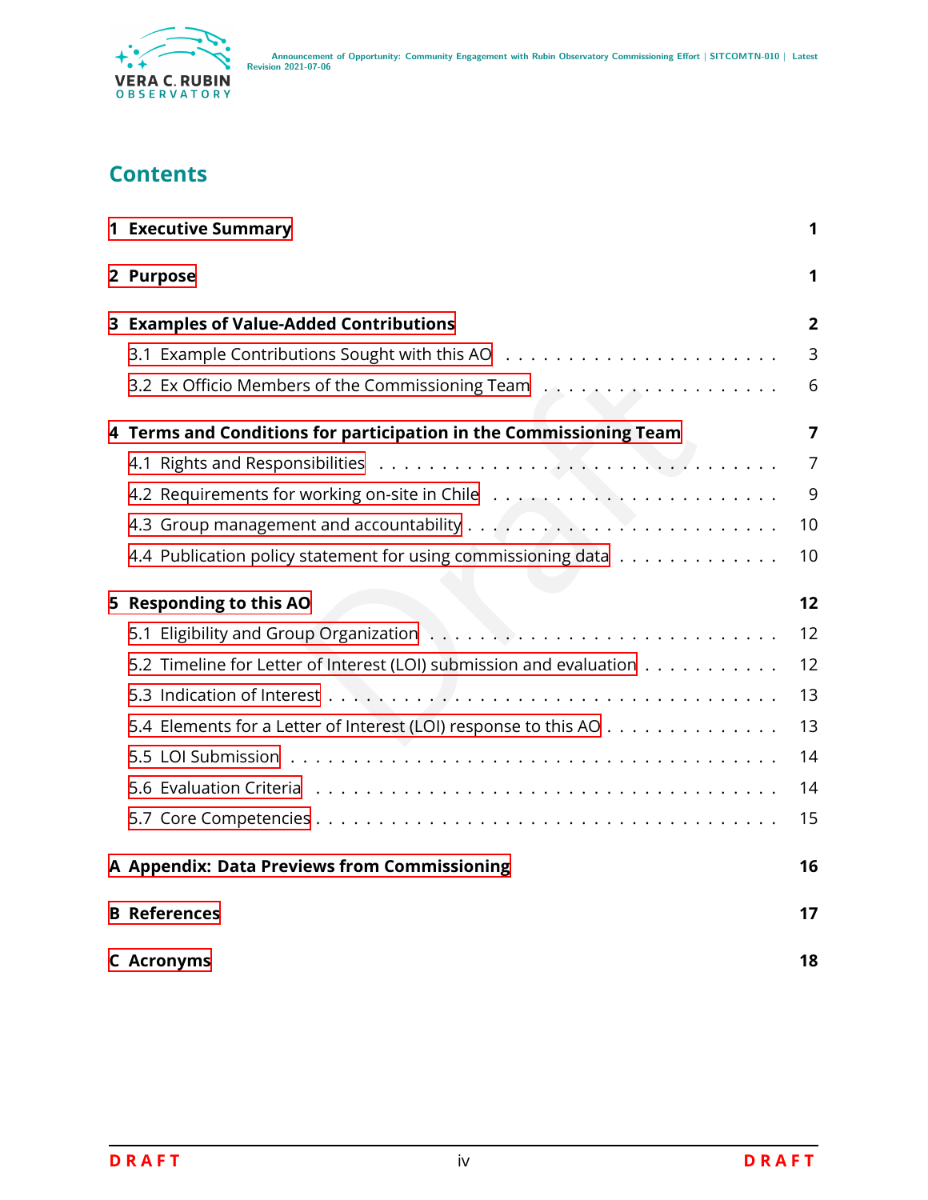# Contents

**1 Executive Summary** **1**

**2 Purpose** **1**

**3 Examples of Value-Added Contributions** **2**

- 3.1 Example Contributions Sought with this AO . . . 3
- 3.2 Ex Officio Members of the Commissioning Team . . . 6

**4 Terms and Conditions for participation in the Commissioning Team** **7**

- 4.1 Rights and Responsibilities . . . 7
- 4.2 Requirements for working on-site in Chile . . . 9
- 4.3 Group management and accountability . . . 10
- 4.4 Publication policy statement for using commissioning data . . . 10

**5 Responding to this AO** **12**

- 5.1 Eligibility and Group Organization . . . 12
- 5.2 Timeline for Letter of Interest (LOI) submission and evaluation . . . 12
- 5.3 Indication of Interest . . . 13
- 5.4 Elements for a Letter of Interest (LOI) response to this AO . . . 13
- 5.5 LOI Submission . . . 14
- 5.6 Evaluation Criteria . . . 14
- 5.7 Core Competencies . . . 15

**A Appendix: Data Previews from Commissioning** **16**

**B References** **17**

**C Acronyms** **18**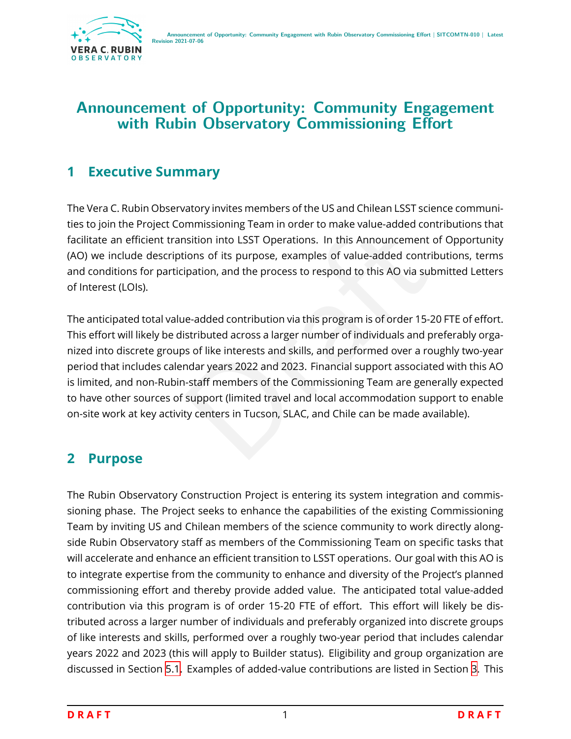# Announcement of Opportunity: Community Engagement with Rubin Observatory Commissioning Effort

## 1 Executive Summary

The Vera C. Rubin Observatory invites members of the US and Chilean LSST science communities to join the Project Commissioning Team in order to make value-added contributions that facilitate an efficient transition into LSST Operations. In this Announcement of Opportunity (AO) we include descriptions of its purpose, examples of value-added contributions, terms and conditions for participation, and the process to respond to this AO via submitted Letters of Interest (LOIs).

The anticipated total value-added contribution via this program is of order 15-20 FTE of effort. This effort will likely be distributed across a larger number of individuals and preferably organized into discrete groups of like interests and skills, and performed over a roughly two-year period that includes calendar years 2022 and 2023. Financial support associated with this AO is limited, and non-Rubin-staff members of the Commissioning Team are generally expected to have other sources of support (limited travel and local accommodation support to enable on-site work at key activity centers in Tucson, SLAC, and Chile can be made available).

## 2 Purpose

The Rubin Observatory Construction Project is entering its system integration and commissioning phase. The Project seeks to enhance the capabilities of the existing Commissioning Team by inviting US and Chilean members of the science community to work directly alongside Rubin Observatory staff as members of the Commissioning Team on specific tasks that will accelerate and enhance an efficient transition to LSST operations. Our goal with this AO is to integrate expertise from the community to enhance and diversity of the Project's planned commissioning effort and thereby provide added value. The anticipated total value-added contribution via this program is of order 15-20 FTE of effort. This effort will likely be distributed across a larger number of individuals and preferably organized into discrete groups of like interests and skills, performed over a roughly two-year period that includes calendar years 2022 and 2023 (this will apply to Builder status). Eligibility and group organization are discussed in Section 5.1. Examples of added-value contributions are listed in Section 3. This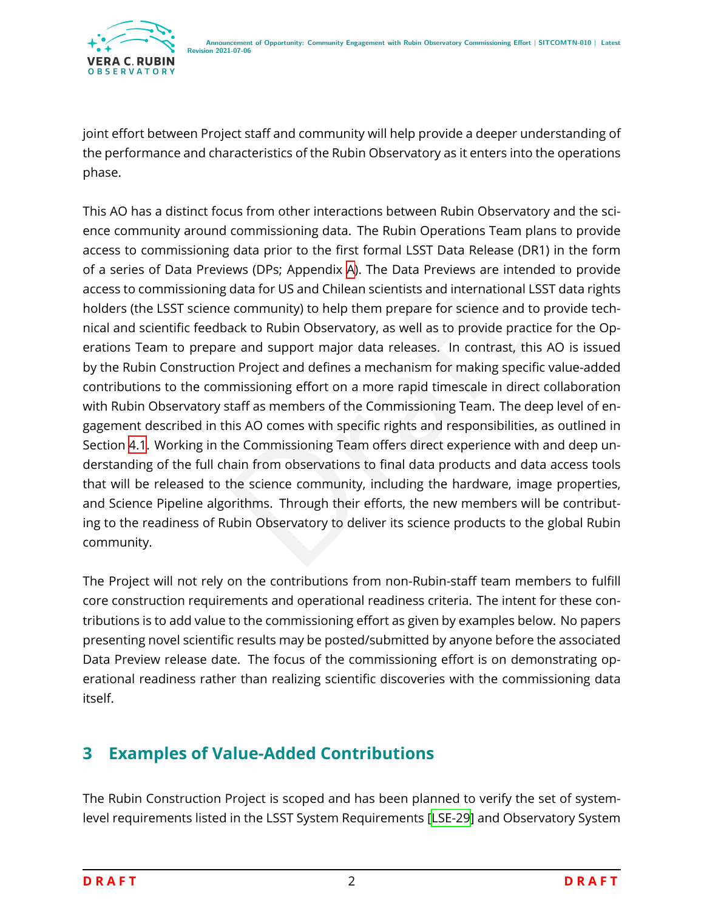joint effort between Project staff and community will help provide a deeper understanding of the performance and characteristics of the Rubin Observatory as it enters into the operations phase.

This AO has a distinct focus from other interactions between Rubin Observatory and the science community around commissioning data. The Rubin Operations Team plans to provide access to commissioning data prior to the first formal LSST Data Release (DR1) in the form of a series of Data Previews (DPs; Appendix A). The Data Previews are intended to provide access to commissioning data for US and Chilean scientists and international LSST data rights holders (the LSST science community) to help them prepare for science and to provide technical and scientific feedback to Rubin Observatory, as well as to provide practice for the Operations Team to prepare and support major data releases. In contrast, this AO is issued by the Rubin Construction Project and defines a mechanism for making specific value-added contributions to the commissioning effort on a more rapid timescale in direct collaboration with Rubin Observatory staff as members of the Commissioning Team. The deep level of engagement described in this AO comes with specific rights and responsibilities, as outlined in Section 4.1. Working in the Commissioning Team offers direct experience with and deep understanding of the full chain from observations to final data products and data access tools that will be released to the science community, including the hardware, image properties, and Science Pipeline algorithms. Through their efforts, the new members will be contributing to the readiness of Rubin Observatory to deliver its science products to the global Rubin community.

The Project will not rely on the contributions from non-Rubin-staff team members to fulfill core construction requirements and operational readiness criteria. The intent for these contributions is to add value to the commissioning effort as given by examples below. No papers presenting novel scientific results may be posted/submitted by anyone before the associated Data Preview release date. The focus of the commissioning effort is on demonstrating operational readiness rather than realizing scientific discoveries with the commissioning data itself.

## 3 Examples of Value-Added Contributions

The Rubin Construction Project is scoped and has been planned to verify the set of system-level requirements listed in the LSST System Requirements [LSE-29] and Observatory System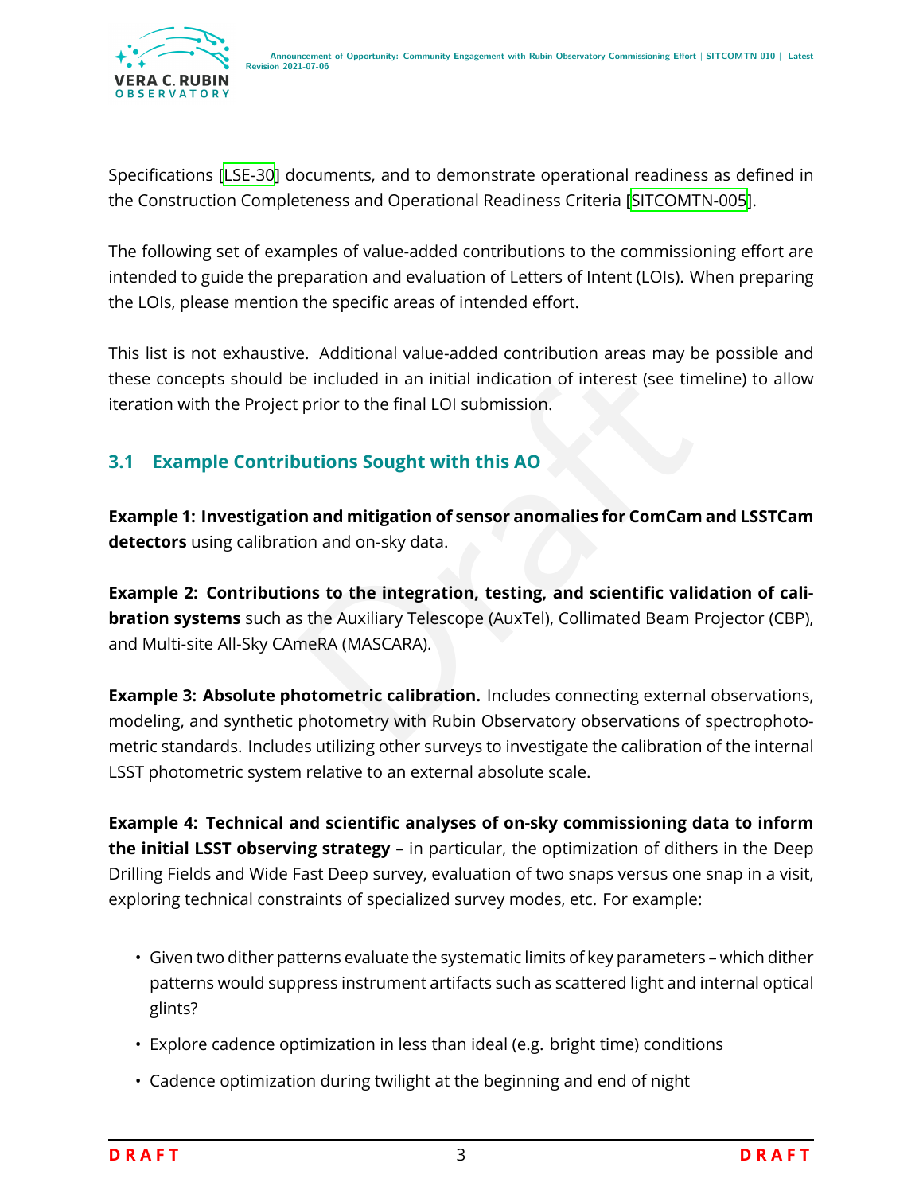Specifications [LSE-30] documents, and to demonstrate operational readiness as defined in the Construction Completeness and Operational Readiness Criteria [SITCOMTN-005].

The following set of examples of value-added contributions to the commissioning effort are intended to guide the preparation and evaluation of Letters of Intent (LOIs). When preparing the LOIs, please mention the specific areas of intended effort.

This list is not exhaustive. Additional value-added contribution areas may be possible and these concepts should be included in an initial indication of interest (see timeline) to allow iteration with the Project prior to the final LOI submission.

### 3.1 Example Contributions Sought with this AO

**Example 1: Investigation and mitigation of sensor anomalies for ComCam and LSSTCam detectors** using calibration and on-sky data.

**Example 2: Contributions to the integration, testing, and scientific validation of calibration systems** such as the Auxiliary Telescope (AuxTel), Collimated Beam Projector (CBP), and Multi-site All-Sky CAmeRA (MASCARA).

**Example 3: Absolute photometric calibration.** Includes connecting external observations, modeling, and synthetic photometry with Rubin Observatory observations of spectrophotometric standards. Includes utilizing other surveys to investigate the calibration of the internal LSST photometric system relative to an external absolute scale.

**Example 4: Technical and scientific analyses of on-sky commissioning data to inform the initial LSST observing strategy** – in particular, the optimization of dithers in the Deep Drilling Fields and Wide Fast Deep survey, evaluation of two snaps versus one snap in a visit, exploring technical constraints of specialized survey modes, etc. For example:

- Given two dither patterns evaluate the systematic limits of key parameters – which dither patterns would suppress instrument artifacts such as scattered light and internal optical glints?
- Explore cadence optimization in less than ideal (e.g. bright time) conditions
- Cadence optimization during twilight at the beginning and end of night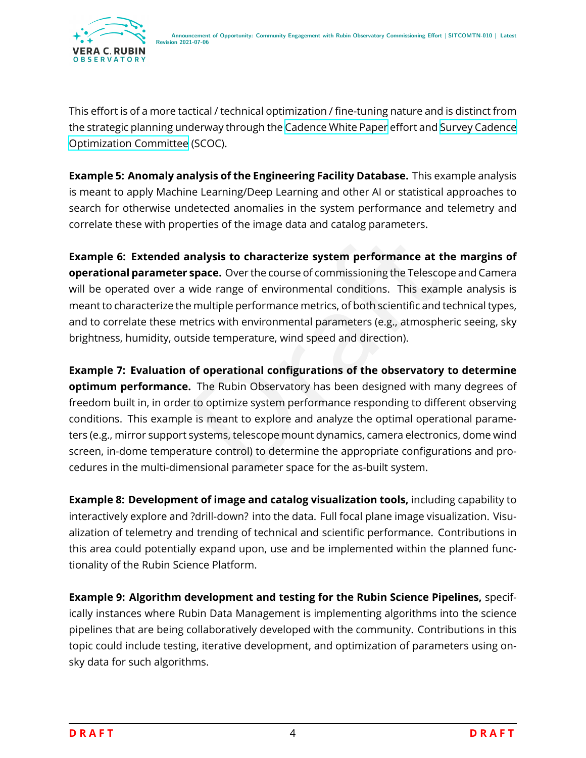This effort is of a more tactical / technical optimization / fine-tuning nature and is distinct from the strategic planning underway through the Cadence White Paper effort and Survey Cadence Optimization Committee (SCOC).

**Example 5: Anomaly analysis of the Engineering Facility Database.** This example analysis is meant to apply Machine Learning/Deep Learning and other AI or statistical approaches to search for otherwise undetected anomalies in the system performance and telemetry and correlate these with properties of the image data and catalog parameters.

**Example 6: Extended analysis to characterize system performance at the margins of operational parameter space.** Over the course of commissioning the Telescope and Camera will be operated over a wide range of environmental conditions. This example analysis is meant to characterize the multiple performance metrics, of both scientific and technical types, and to correlate these metrics with environmental parameters (e.g., atmospheric seeing, sky brightness, humidity, outside temperature, wind speed and direction).

**Example 7: Evaluation of operational configurations of the observatory to determine optimum performance.** The Rubin Observatory has been designed with many degrees of freedom built in, in order to optimize system performance responding to different observing conditions. This example is meant to explore and analyze the optimal operational parameters (e.g., mirror support systems, telescope mount dynamics, camera electronics, dome wind screen, in-dome temperature control) to determine the appropriate configurations and procedures in the multi-dimensional parameter space for the as-built system.

**Example 8: Development of image and catalog visualization tools,** including capability to interactively explore and ?drill-down? into the data. Full focal plane image visualization. Visualization of telemetry and trending of technical and scientific performance. Contributions in this area could potentially expand upon, use and be implemented within the planned functionality of the Rubin Science Platform.

**Example 9: Algorithm development and testing for the Rubin Science Pipelines,** specifically instances where Rubin Data Management is implementing algorithms into the science pipelines that are being collaboratively developed with the community. Contributions in this topic could include testing, iterative development, and optimization of parameters using on-sky data for such algorithms.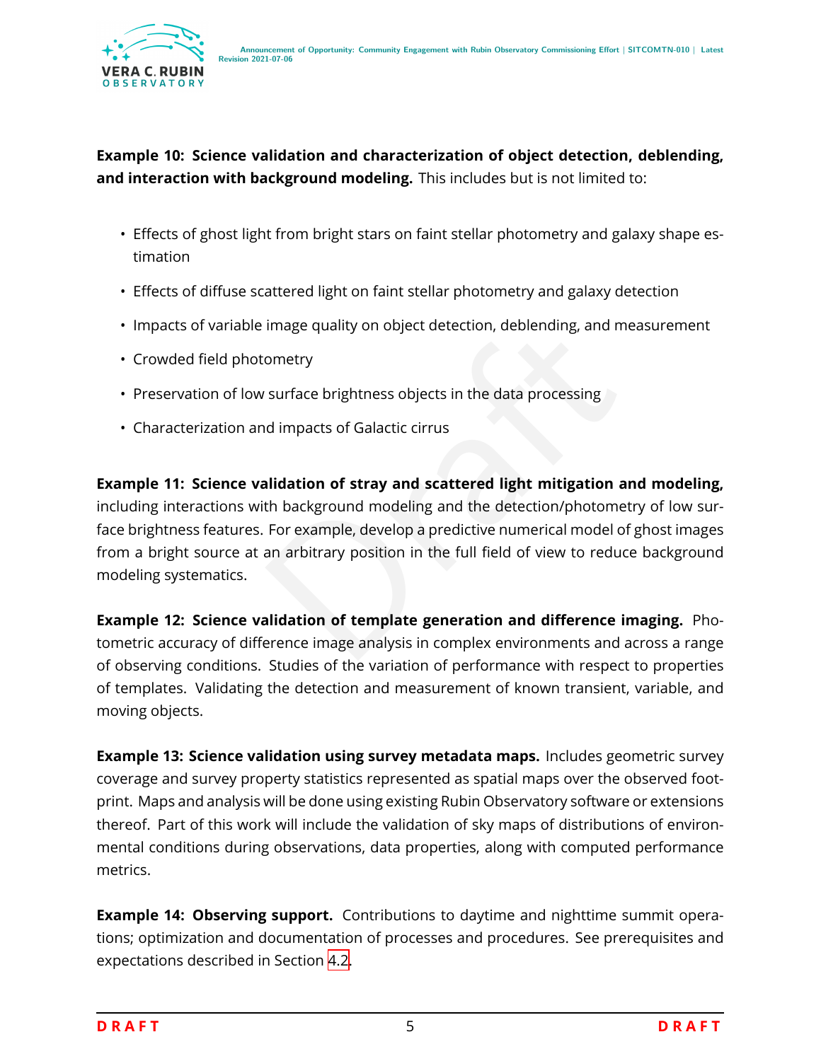**Example 10: Science validation and characterization of object detection, deblending, and interaction with background modeling.** This includes but is not limited to:

- Effects of ghost light from bright stars on faint stellar photometry and galaxy shape estimation
- Effects of diffuse scattered light on faint stellar photometry and galaxy detection
- Impacts of variable image quality on object detection, deblending, and measurement
- Crowded field photometry
- Preservation of low surface brightness objects in the data processing
- Characterization and impacts of Galactic cirrus

**Example 11: Science validation of stray and scattered light mitigation and modeling,** including interactions with background modeling and the detection/photometry of low surface brightness features. For example, develop a predictive numerical model of ghost images from a bright source at an arbitrary position in the full field of view to reduce background modeling systematics.

**Example 12: Science validation of template generation and difference imaging.** Photometric accuracy of difference image analysis in complex environments and across a range of observing conditions. Studies of the variation of performance with respect to properties of templates. Validating the detection and measurement of known transient, variable, and moving objects.

**Example 13: Science validation using survey metadata maps.** Includes geometric survey coverage and survey property statistics represented as spatial maps over the observed footprint. Maps and analysis will be done using existing Rubin Observatory software or extensions thereof. Part of this work will include the validation of sky maps of distributions of environmental conditions during observations, data properties, along with computed performance metrics.

**Example 14: Observing support.** Contributions to daytime and nighttime summit operations; optimization and documentation of processes and procedures. See prerequisites and expectations described in Section 4.2.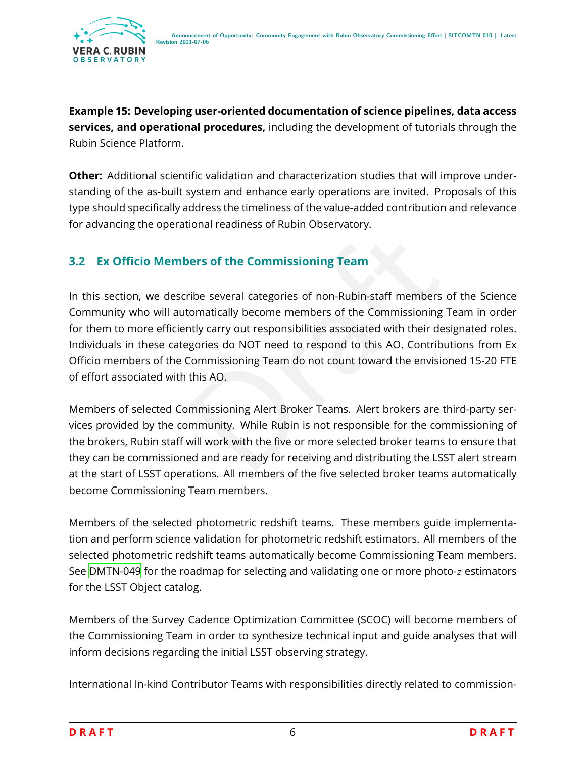**Example 15: Developing user-oriented documentation of science pipelines, data access services, and operational procedures,** including the development of tutorials through the Rubin Science Platform.

**Other:** Additional scientific validation and characterization studies that will improve understanding of the as-built system and enhance early operations are invited. Proposals of this type should specifically address the timeliness of the value-added contribution and relevance for advancing the operational readiness of Rubin Observatory.

## 3.2 Ex Officio Members of the Commissioning Team

In this section, we describe several categories of non-Rubin-staff members of the Science Community who will automatically become members of the Commissioning Team in order for them to more efficiently carry out responsibilities associated with their designated roles. Individuals in these categories do NOT need to respond to this AO. Contributions from Ex Officio members of the Commissioning Team do not count toward the envisioned 15-20 FTE of effort associated with this AO.

Members of selected Commissioning Alert Broker Teams. Alert brokers are third-party services provided by the community. While Rubin is not responsible for the commissioning of the brokers, Rubin staff will work with the five or more selected broker teams to ensure that they can be commissioned and are ready for receiving and distributing the LSST alert stream at the start of LSST operations. All members of the five selected broker teams automatically become Commissioning Team members.

Members of the selected photometric redshift teams. These members guide implementation and perform science validation for photometric redshift estimators. All members of the selected photometric redshift teams automatically become Commissioning Team members. See DMTN-049 for the roadmap for selecting and validating one or more photo-$z$ estimators for the LSST Object catalog.

Members of the Survey Cadence Optimization Committee (SCOC) will become members of the Commissioning Team in order to synthesize technical input and guide analyses that will inform decisions regarding the initial LSST observing strategy.

International In-kind Contributor Teams with responsibilities directly related to commission-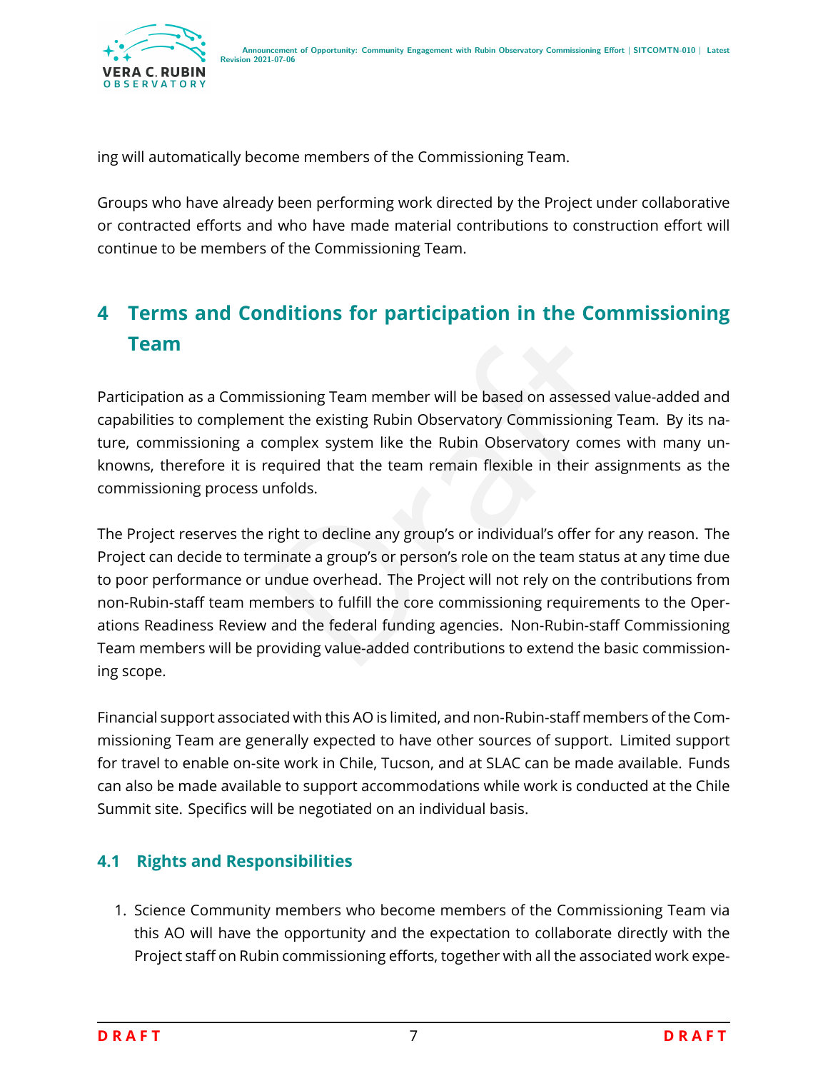ing will automatically become members of the Commissioning Team.

Groups who have already been performing work directed by the Project under collaborative or contracted efforts and who have made material contributions to construction effort will continue to be members of the Commissioning Team.

# 4 Terms and Conditions for participation in the Commissioning Team

Participation as a Commissioning Team member will be based on assessed value-added and capabilities to complement the existing Rubin Observatory Commissioning Team. By its nature, commissioning a complex system like the Rubin Observatory comes with many unknowns, therefore it is required that the team remain flexible in their assignments as the commissioning process unfolds.

The Project reserves the right to decline any group's or individual's offer for any reason. The Project can decide to terminate a group's or person's role on the team status at any time due to poor performance or undue overhead. The Project will not rely on the contributions from non-Rubin-staff team members to fulfill the core commissioning requirements to the Operations Readiness Review and the federal funding agencies. Non-Rubin-staff Commissioning Team members will be providing value-added contributions to extend the basic commissioning scope.

Financial support associated with this AO is limited, and non-Rubin-staff members of the Commissioning Team are generally expected to have other sources of support. Limited support for travel to enable on-site work in Chile, Tucson, and at SLAC can be made available. Funds can also be made available to support accommodations while work is conducted at the Chile Summit site. Specifics will be negotiated on an individual basis.

## 4.1 Rights and Responsibilities

1. Science Community members who become members of the Commissioning Team via this AO will have the opportunity and the expectation to collaborate directly with the Project staff on Rubin commissioning efforts, together with all the associated work expe-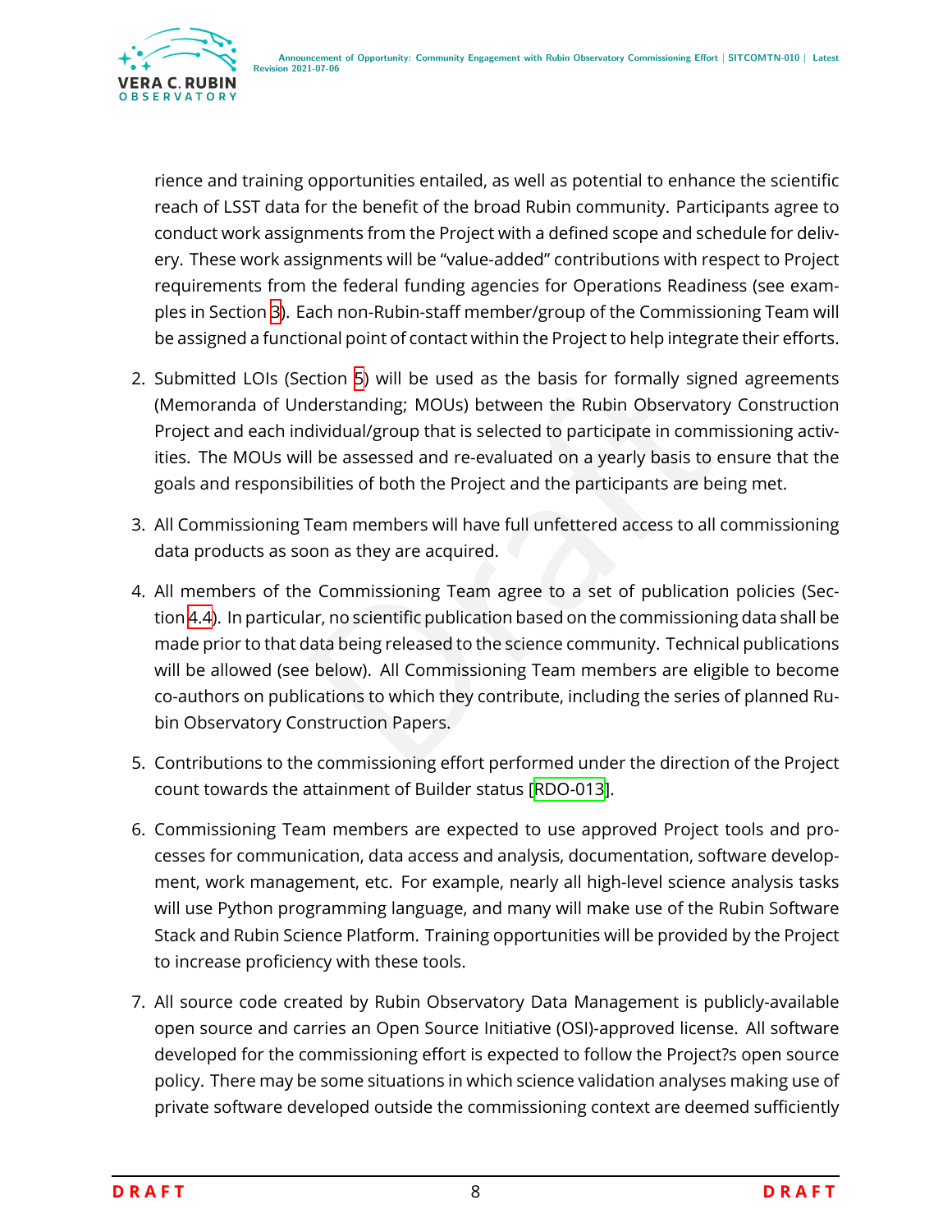rience and training opportunities entailed, as well as potential to enhance the scientific reach of LSST data for the benefit of the broad Rubin community. Participants agree to conduct work assignments from the Project with a defined scope and schedule for delivery. These work assignments will be "value-added" contributions with respect to Project requirements from the federal funding agencies for Operations Readiness (see examples in Section 3). Each non-Rubin-staff member/group of the Commissioning Team will be assigned a functional point of contact within the Project to help integrate their efforts.

2. Submitted LOIs (Section 5) will be used as the basis for formally signed agreements (Memoranda of Understanding; MOUs) between the Rubin Observatory Construction Project and each individual/group that is selected to participate in commissioning activities. The MOUs will be assessed and re-evaluated on a yearly basis to ensure that the goals and responsibilities of both the Project and the participants are being met.

3. All Commissioning Team members will have full unfettered access to all commissioning data products as soon as they are acquired.

4. All members of the Commissioning Team agree to a set of publication policies (Section 4.4). In particular, no scientific publication based on the commissioning data shall be made prior to that data being released to the science community. Technical publications will be allowed (see below). All Commissioning Team members are eligible to become co-authors on publications to which they contribute, including the series of planned Rubin Observatory Construction Papers.

5. Contributions to the commissioning effort performed under the direction of the Project count towards the attainment of Builder status [RDO-013].

6. Commissioning Team members are expected to use approved Project tools and processes for communication, data access and analysis, documentation, software development, work management, etc. For example, nearly all high-level science analysis tasks will use Python programming language, and many will make use of the Rubin Software Stack and Rubin Science Platform. Training opportunities will be provided by the Project to increase proficiency with these tools.

7. All source code created by Rubin Observatory Data Management is publicly-available open source and carries an Open Source Initiative (OSI)-approved license. All software developed for the commissioning effort is expected to follow the Project?s open source policy. There may be some situations in which science validation analyses making use of private software developed outside the commissioning context are deemed sufficiently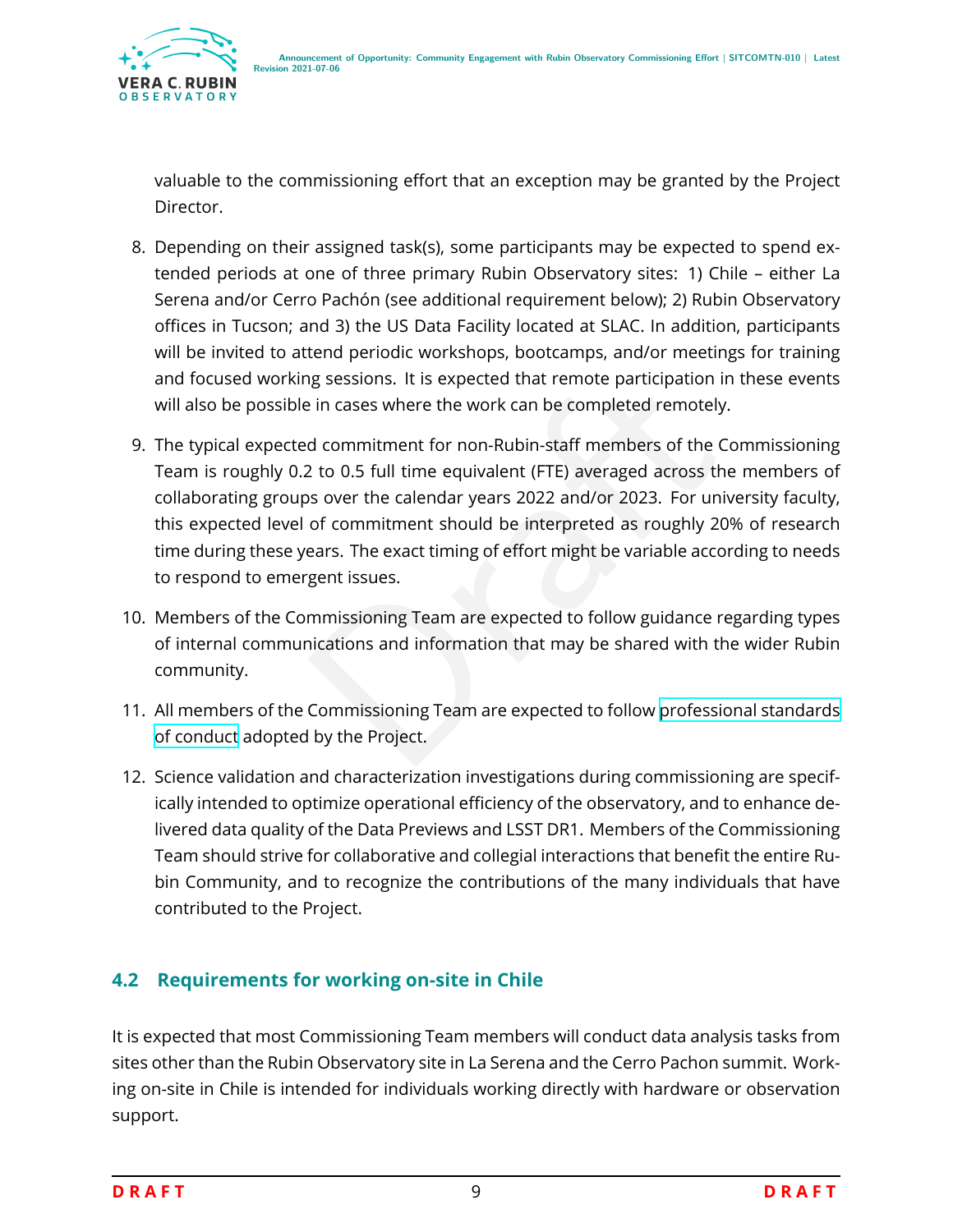valuable to the commissioning effort that an exception may be granted by the Project Director.

8. Depending on their assigned task(s), some participants may be expected to spend extended periods at one of three primary Rubin Observatory sites: 1) Chile – either La Serena and/or Cerro Pachón (see additional requirement below); 2) Rubin Observatory offices in Tucson; and 3) the US Data Facility located at SLAC. In addition, participants will be invited to attend periodic workshops, bootcamps, and/or meetings for training and focused working sessions. It is expected that remote participation in these events will also be possible in cases where the work can be completed remotely.

9. The typical expected commitment for non-Rubin-staff members of the Commissioning Team is roughly 0.2 to 0.5 full time equivalent (FTE) averaged across the members of collaborating groups over the calendar years 2022 and/or 2023. For university faculty, this expected level of commitment should be interpreted as roughly 20% of research time during these years. The exact timing of effort might be variable according to needs to respond to emergent issues.

10. Members of the Commissioning Team are expected to follow guidance regarding types of internal communications and information that may be shared with the wider Rubin community.

11. All members of the Commissioning Team are expected to follow professional standards of conduct adopted by the Project.

12. Science validation and characterization investigations during commissioning are specifically intended to optimize operational efficiency of the observatory, and to enhance delivered data quality of the Data Previews and LSST DR1. Members of the Commissioning Team should strive for collaborative and collegial interactions that benefit the entire Rubin Community, and to recognize the contributions of the many individuals that have contributed to the Project.

## 4.2 Requirements for working on-site in Chile

It is expected that most Commissioning Team members will conduct data analysis tasks from sites other than the Rubin Observatory site in La Serena and the Cerro Pachon summit. Working on-site in Chile is intended for individuals working directly with hardware or observation support.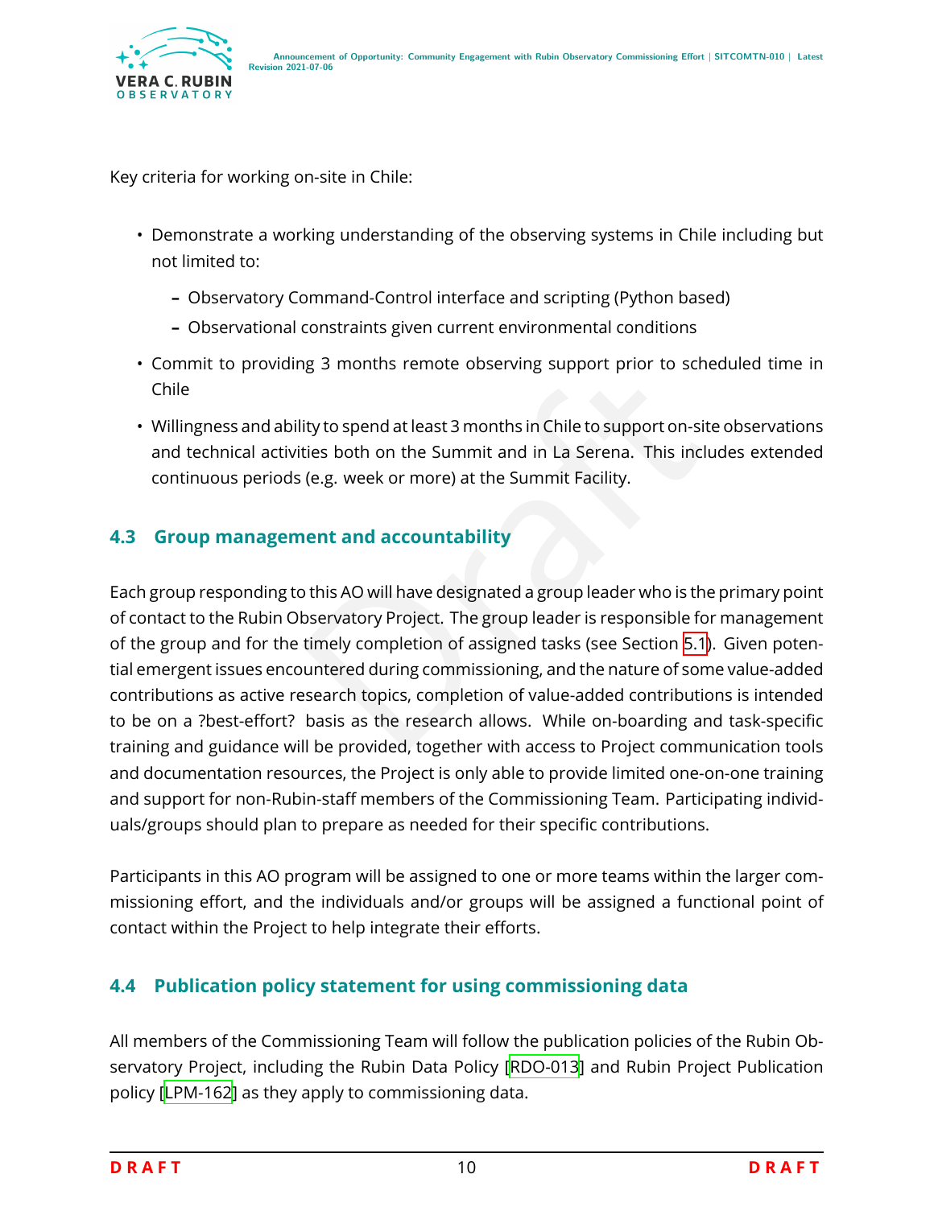Key criteria for working on-site in Chile:

- Demonstrate a working understanding of the observing systems in Chile including but not limited to:
  - Observatory Command-Control interface and scripting (Python based)
  - Observational constraints given current environmental conditions
- Commit to providing 3 months remote observing support prior to scheduled time in Chile
- Willingness and ability to spend at least 3 months in Chile to support on-site observations and technical activities both on the Summit and in La Serena. This includes extended continuous periods (e.g. week or more) at the Summit Facility.

## 4.3 Group management and accountability

Each group responding to this AO will have designated a group leader who is the primary point of contact to the Rubin Observatory Project. The group leader is responsible for management of the group and for the timely completion of assigned tasks (see Section 5.1). Given potential emergent issues encountered during commissioning, and the nature of some value-added contributions as active research topics, completion of value-added contributions is intended to be on a ?best-effort? basis as the research allows. While on-boarding and task-specific training and guidance will be provided, together with access to Project communication tools and documentation resources, the Project is only able to provide limited one-on-one training and support for non-Rubin-staff members of the Commissioning Team. Participating individuals/groups should plan to prepare as needed for their specific contributions.

Participants in this AO program will be assigned to one or more teams within the larger commissioning effort, and the individuals and/or groups will be assigned a functional point of contact within the Project to help integrate their efforts.

## 4.4 Publication policy statement for using commissioning data

All members of the Commissioning Team will follow the publication policies of the Rubin Observatory Project, including the Rubin Data Policy [RDO-013] and Rubin Project Publication policy [LPM-162] as they apply to commissioning data.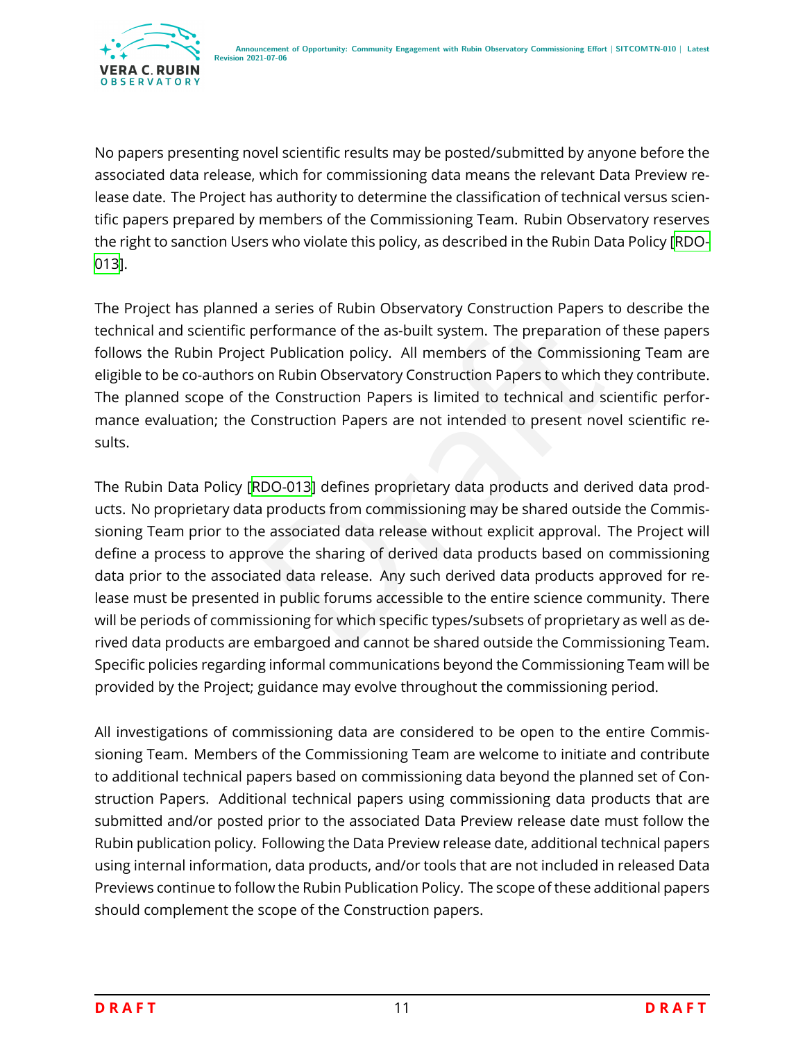No papers presenting novel scientific results may be posted/submitted by anyone before the associated data release, which for commissioning data means the relevant Data Preview release date. The Project has authority to determine the classification of technical versus scientific papers prepared by members of the Commissioning Team. Rubin Observatory reserves the right to sanction Users who violate this policy, as described in the Rubin Data Policy [RDO-013].

The Project has planned a series of Rubin Observatory Construction Papers to describe the technical and scientific performance of the as-built system. The preparation of these papers follows the Rubin Project Publication policy. All members of the Commissioning Team are eligible to be co-authors on Rubin Observatory Construction Papers to which they contribute. The planned scope of the Construction Papers is limited to technical and scientific performance evaluation; the Construction Papers are not intended to present novel scientific results.

The Rubin Data Policy [RDO-013] defines proprietary data products and derived data products. No proprietary data products from commissioning may be shared outside the Commissioning Team prior to the associated data release without explicit approval. The Project will define a process to approve the sharing of derived data products based on commissioning data prior to the associated data release. Any such derived data products approved for release must be presented in public forums accessible to the entire science community. There will be periods of commissioning for which specific types/subsets of proprietary as well as derived data products are embargoed and cannot be shared outside the Commissioning Team. Specific policies regarding informal communications beyond the Commissioning Team will be provided by the Project; guidance may evolve throughout the commissioning period.

All investigations of commissioning data are considered to be open to the entire Commissioning Team. Members of the Commissioning Team are welcome to initiate and contribute to additional technical papers based on commissioning data beyond the planned set of Construction Papers. Additional technical papers using commissioning data products that are submitted and/or posted prior to the associated Data Preview release date must follow the Rubin publication policy. Following the Data Preview release date, additional technical papers using internal information, data products, and/or tools that are not included in released Data Previews continue to follow the Rubin Publication Policy. The scope of these additional papers should complement the scope of the Construction papers.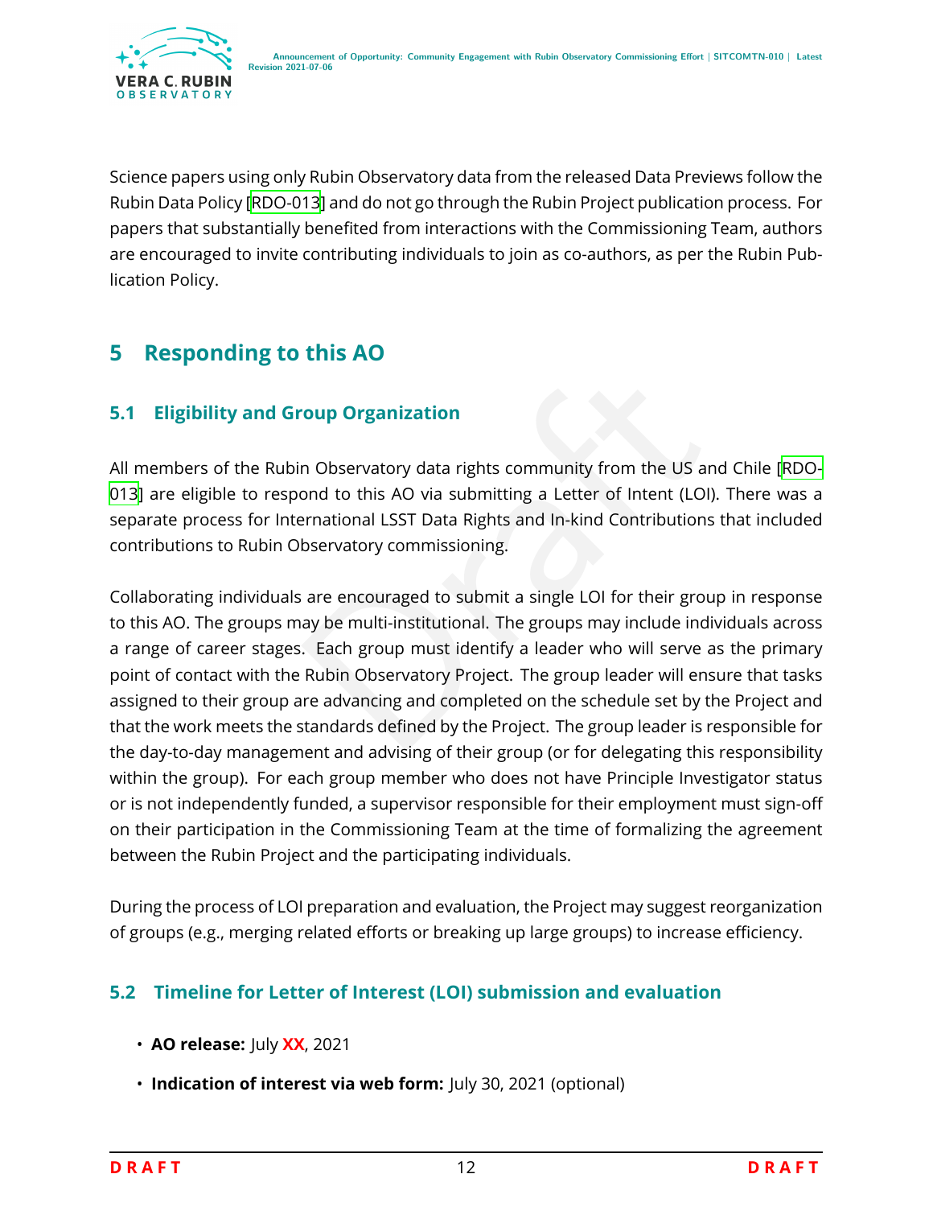Science papers using only Rubin Observatory data from the released Data Previews follow the Rubin Data Policy [RDO-013] and do not go through the Rubin Project publication process. For papers that substantially benefited from interactions with the Commissioning Team, authors are encouraged to invite contributing individuals to join as co-authors, as per the Rubin Publication Policy.

## 5 Responding to this AO

### 5.1 Eligibility and Group Organization

All members of the Rubin Observatory data rights community from the US and Chile [RDO-013] are eligible to respond to this AO via submitting a Letter of Intent (LOI). There was a separate process for International LSST Data Rights and In-kind Contributions that included contributions to Rubin Observatory commissioning.

Collaborating individuals are encouraged to submit a single LOI for their group in response to this AO. The groups may be multi-institutional. The groups may include individuals across a range of career stages. Each group must identify a leader who will serve as the primary point of contact with the Rubin Observatory Project. The group leader will ensure that tasks assigned to their group are advancing and completed on the schedule set by the Project and that the work meets the standards defined by the Project. The group leader is responsible for the day-to-day management and advising of their group (or for delegating this responsibility within the group). For each group member who does not have Principle Investigator status or is not independently funded, a supervisor responsible for their employment must sign-off on their participation in the Commissioning Team at the time of formalizing the agreement between the Rubin Project and the participating individuals.

During the process of LOI preparation and evaluation, the Project may suggest reorganization of groups (e.g., merging related efforts or breaking up large groups) to increase efficiency.

### 5.2 Timeline for Letter of Interest (LOI) submission and evaluation

- **AO release:** July **XX**, 2021
- **Indication of interest via web form:** July 30, 2021 (optional)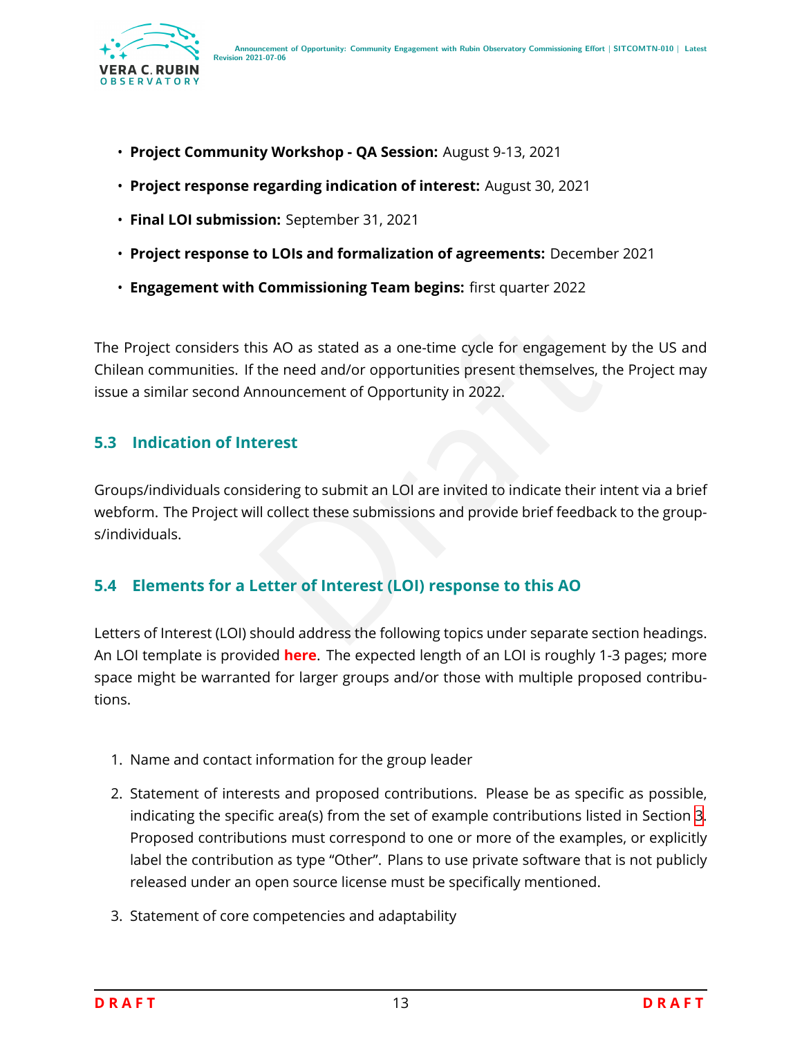- **Project Community Workshop - QA Session:** August 9-13, 2021
- **Project response regarding indication of interest:** August 30, 2021
- **Final LOI submission:** September 31, 2021
- **Project response to LOIs and formalization of agreements:** December 2021
- **Engagement with Commissioning Team begins:** first quarter 2022

The Project considers this AO as stated as a one-time cycle for engagement by the US and Chilean communities. If the need and/or opportunities present themselves, the Project may issue a similar second Announcement of Opportunity in 2022.

### 5.3 Indication of Interest

Groups/individuals considering to submit an LOI are invited to indicate their intent via a brief webform. The Project will collect these submissions and provide brief feedback to the groups/individuals.

### 5.4 Elements for a Letter of Interest (LOI) response to this AO

Letters of Interest (LOI) should address the following topics under separate section headings. An LOI template is provided **here**. The expected length of an LOI is roughly 1-3 pages; more space might be warranted for larger groups and/or those with multiple proposed contributions.

1. Name and contact information for the group leader
2. Statement of interests and proposed contributions. Please be as specific as possible, indicating the specific area(s) from the set of example contributions listed in Section 3. Proposed contributions must correspond to one or more of the examples, or explicitly label the contribution as type "Other". Plans to use private software that is not publicly released under an open source license must be specifically mentioned.
3. Statement of core competencies and adaptability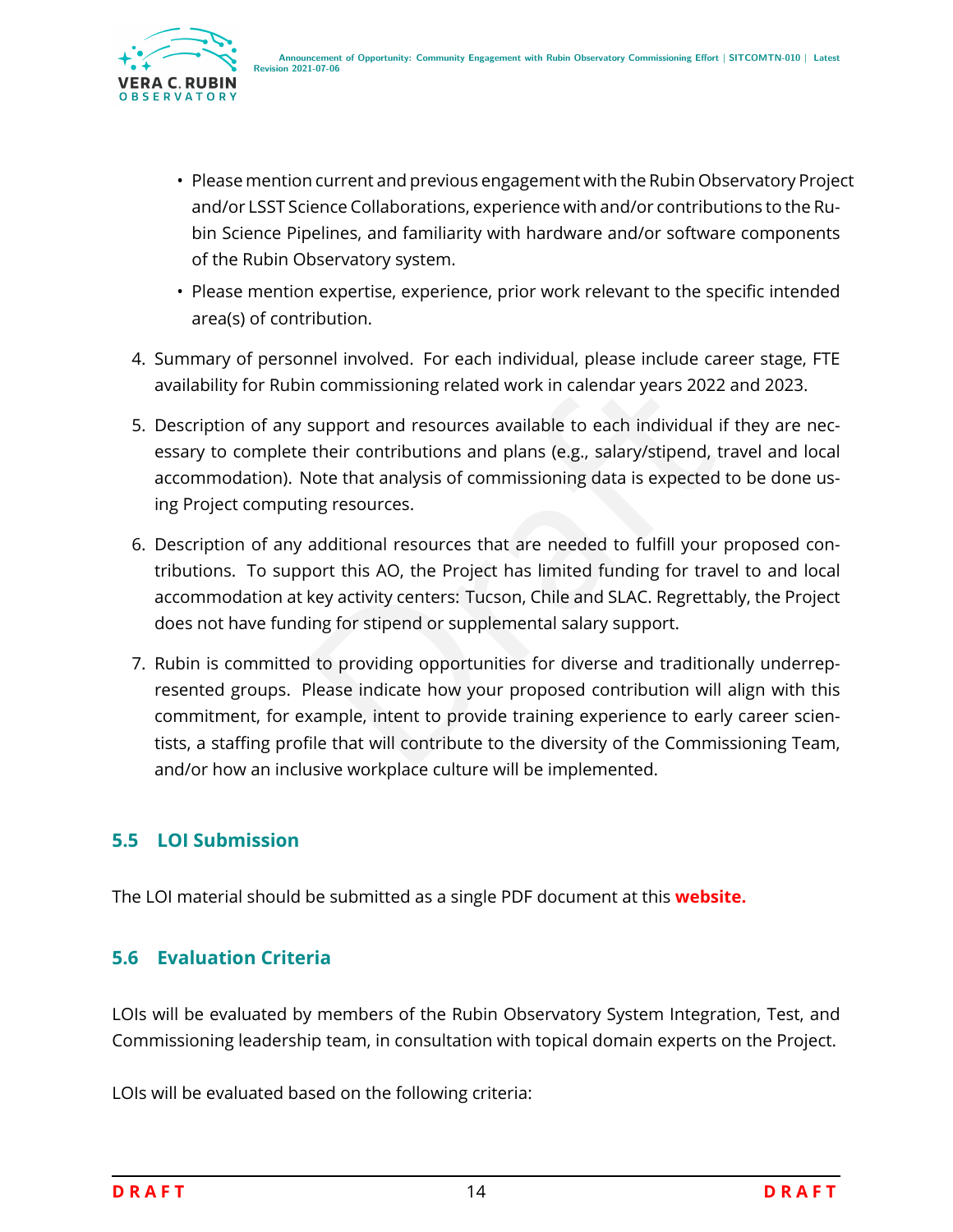- Please mention current and previous engagement with the Rubin Observatory Project and/or LSST Science Collaborations, experience with and/or contributions to the Rubin Science Pipelines, and familiarity with hardware and/or software components of the Rubin Observatory system.
- Please mention expertise, experience, prior work relevant to the specific intended area(s) of contribution.

4. Summary of personnel involved. For each individual, please include career stage, FTE availability for Rubin commissioning related work in calendar years 2022 and 2023.
5. Description of any support and resources available to each individual if they are necessary to complete their contributions and plans (e.g., salary/stipend, travel and local accommodation). Note that analysis of commissioning data is expected to be done using Project computing resources.
6. Description of any additional resources that are needed to fulfill your proposed contributions. To support this AO, the Project has limited funding for travel to and local accommodation at key activity centers: Tucson, Chile and SLAC. Regrettably, the Project does not have funding for stipend or supplemental salary support.
7. Rubin is committed to providing opportunities for diverse and traditionally underrepresented groups. Please indicate how your proposed contribution will align with this commitment, for example, intent to provide training experience to early career scientists, a staffing profile that will contribute to the diversity of the Commissioning Team, and/or how an inclusive workplace culture will be implemented.

## 5.5 LOI Submission

The LOI material should be submitted as a single PDF document at this **website.**

## 5.6 Evaluation Criteria

LOIs will be evaluated by members of the Rubin Observatory System Integration, Test, and Commissioning leadership team, in consultation with topical domain experts on the Project.

LOIs will be evaluated based on the following criteria: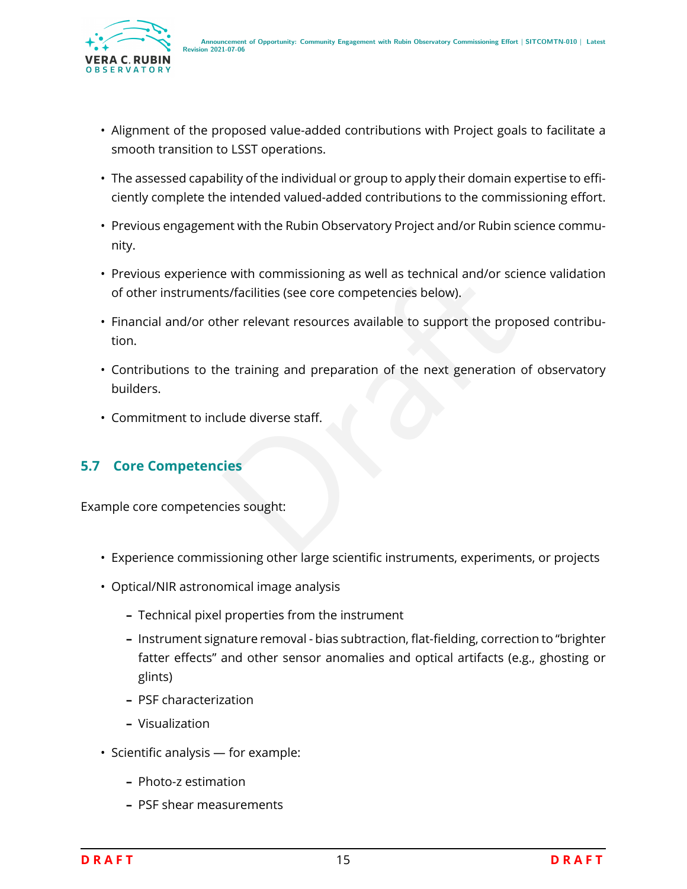- Alignment of the proposed value-added contributions with Project goals to facilitate a smooth transition to LSST operations.
- The assessed capability of the individual or group to apply their domain expertise to efficiently complete the intended valued-added contributions to the commissioning effort.
- Previous engagement with the Rubin Observatory Project and/or Rubin science community.
- Previous experience with commissioning as well as technical and/or science validation of other instruments/facilities (see core competencies below).
- Financial and/or other relevant resources available to support the proposed contribution.
- Contributions to the training and preparation of the next generation of observatory builders.
- Commitment to include diverse staff.

## 5.7 Core Competencies

Example core competencies sought:

- Experience commissioning other large scientific instruments, experiments, or projects
- Optical/NIR astronomical image analysis
  - Technical pixel properties from the instrument
  - Instrument signature removal - bias subtraction, flat-fielding, correction to “brighter fatter effects” and other sensor anomalies and optical artifacts (e.g., ghosting or glints)
  - PSF characterization
  - Visualization
- Scientific analysis — for example:
  - Photo-z estimation
  - PSF shear measurements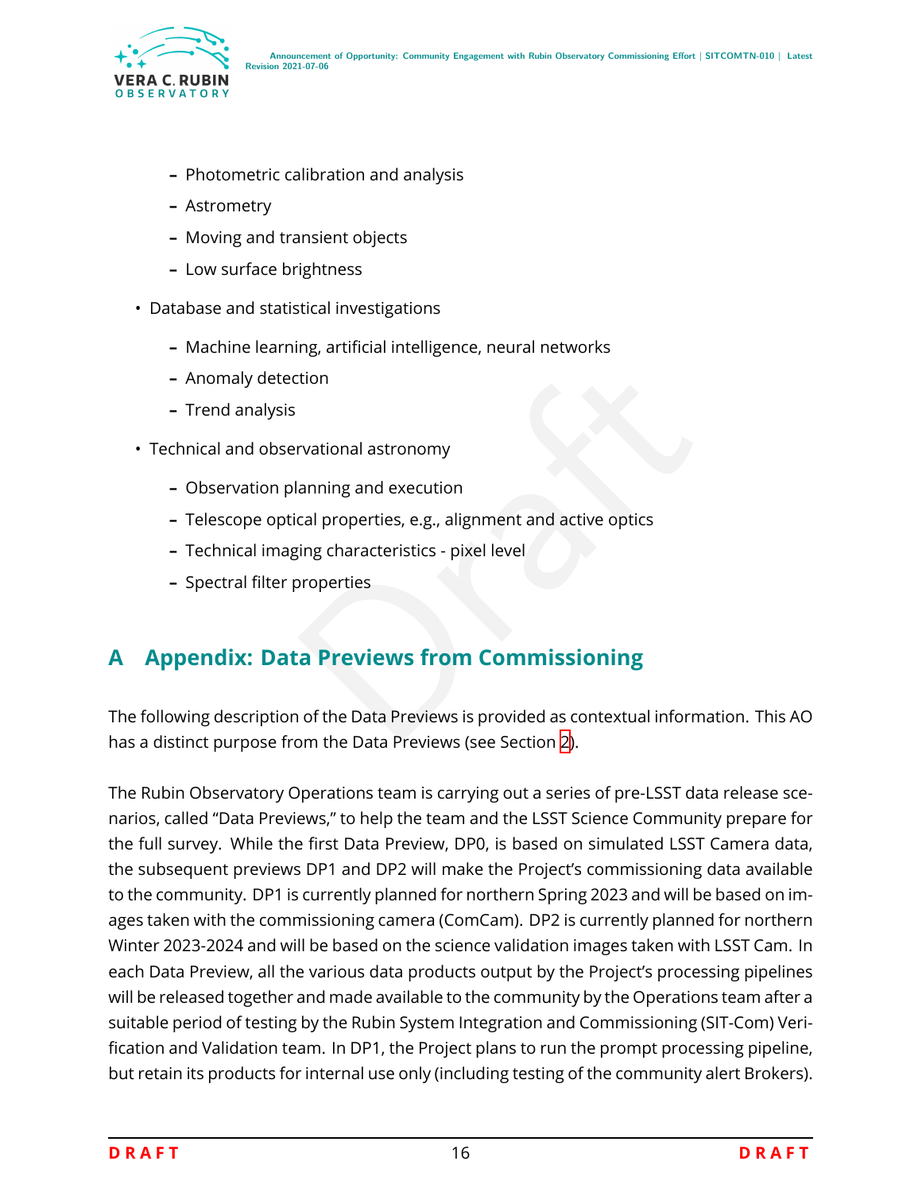- Photometric calibration and analysis
  - Astrometry
  - Moving and transient objects
  - Low surface brightness
- Database and statistical investigations
  - Machine learning, artificial intelligence, neural networks
  - Anomaly detection
  - Trend analysis
- Technical and observational astronomy
  - Observation planning and execution
  - Telescope optical properties, e.g., alignment and active optics
  - Technical imaging characteristics - pixel level
  - Spectral filter properties

# A Appendix: Data Previews from Commissioning

The following description of the Data Previews is provided as contextual information. This AO has a distinct purpose from the Data Previews (see Section 2).

The Rubin Observatory Operations team is carrying out a series of pre-LSST data release scenarios, called "Data Previews," to help the team and the LSST Science Community prepare for the full survey. While the first Data Preview, DP0, is based on simulated LSST Camera data, the subsequent previews DP1 and DP2 will make the Project's commissioning data available to the community. DP1 is currently planned for northern Spring 2023 and will be based on images taken with the commissioning camera (ComCam). DP2 is currently planned for northern Winter 2023-2024 and will be based on the science validation images taken with LSST Cam. In each Data Preview, all the various data products output by the Project's processing pipelines will be released together and made available to the community by the Operations team after a suitable period of testing by the Rubin System Integration and Commissioning (SIT-Com) Verification and Validation team. In DP1, the Project plans to run the prompt processing pipeline, but retain its products for internal use only (including testing of the community alert Brokers).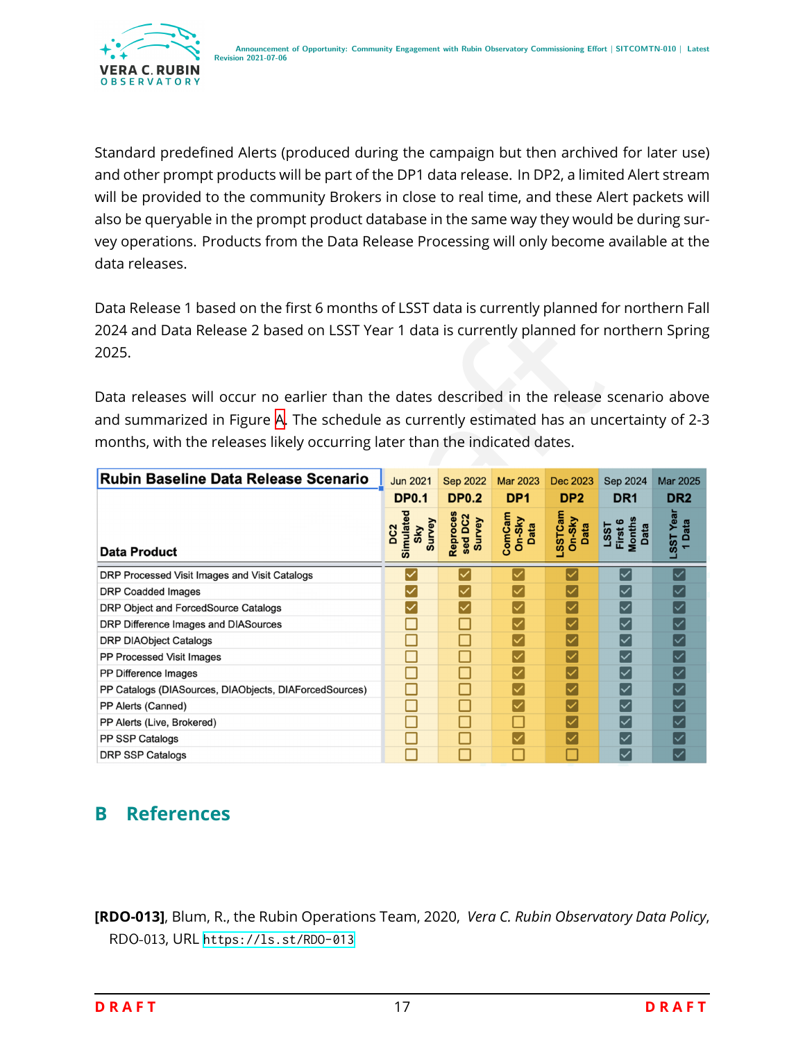Standard predefined Alerts (produced during the campaign but then archived for later use) and other prompt products will be part of the DP1 data release. In DP2, a limited Alert stream will be provided to the community Brokers in close to real time, and these Alert packets will also be queryable in the prompt product database in the same way they would be during survey operations. Products from the Data Release Processing will only become available at the data releases.

Data Release 1 based on the first 6 months of LSST data is currently planned for northern Fall 2024 and Data Release 2 based on LSST Year 1 data is currently planned for northern Spring 2025.

Data releases will occur no earlier than the dates described in the release scenario above and summarized in Figure A. The schedule as currently estimated has an uncertainty of 2-3 months, with the releases likely occurring later than the indicated dates.

| Rubin Baseline Data Release Scenario | Jun 2021 | Sep 2022 | Mar 2023 | Dec 2023 | Sep 2024 | Mar 2025 |
|---|---|---|---|---|---|---|
| | DP0.1 | DP0.2 | DP1 | DP2 | DR1 | DR2 |
| Data Product | DC2 Simulated Sky Survey | Reprocessed DC2 Survey | ComCam On-Sky Data | LSSTCam On-Sky Data | LSST First 6 Months Data | LSST Year 1 Data |
| DRP Processed Visit Images and Visit Catalogs | ☑ | ☑ | ☑ | ☑ | ☑ | ☑ |
| DRP Coadded Images | ☑ | ☑ | ☑ | ☑ | ☑ | ☑ |
| DRP Object and ForcedSource Catalogs | ☑ | ☑ | ☑ | ☑ | ☑ | ☑ |
| DRP Difference Images and DIASources | ☐ | ☐ | ☑ | ☑ | ☑ | ☑ |
| DRP DIAObject Catalogs | ☐ | ☐ | ☑ | ☑ | ☑ | ☑ |
| PP Processed Visit Images | ☐ | ☐ | ☑ | ☑ | ☑ | ☑ |
| PP Difference Images | ☐ | ☐ | ☑ | ☑ | ☑ | ☑ |
| PP Catalogs (DIASources, DIAObjects, DIAForcedSources) | ☐ | ☐ | ☑ | ☑ | ☑ | ☑ |
| PP Alerts (Canned) | ☐ | ☐ | ☑ | ☑ | ☑ | ☑ |
| PP Alerts (Live, Brokered) | ☐ | ☐ | ☐ | ☑ | ☑ | ☑ |
| PP SSP Catalogs | ☐ | ☐ | ☑ | ☑ | ☑ | ☑ |
| DRP SSP Catalogs | ☐ | ☐ | ☐ | ☐ | ☑ | ☑ |

## B References

**[RDO-013]**, Blum, R., the Rubin Operations Team, 2020, *Vera C. Rubin Observatory Data Policy*, RDO-013, URL https://ls.st/RDO-013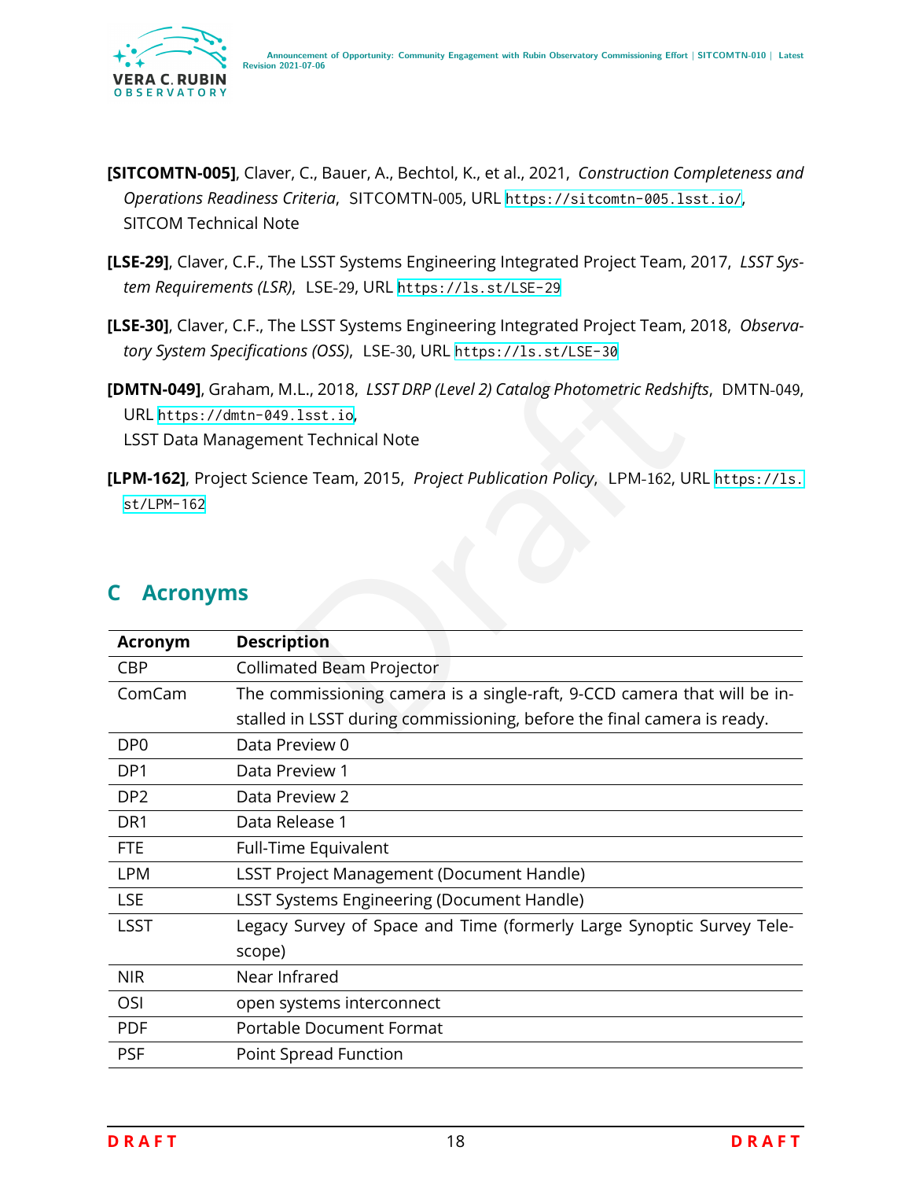**[SITCOMTN-005]**, Claver, C., Bauer, A., Bechtol, K., et al., 2021, *Construction Completeness and Operations Readiness Criteria*, SITCOMTN-005, URL https://sitcomtn-005.lsst.io/, SITCOM Technical Note

**[LSE-29]**, Claver, C.F., The LSST Systems Engineering Integrated Project Team, 2017, *LSST System Requirements (LSR)*, LSE-29, URL https://ls.st/LSE-29

**[LSE-30]**, Claver, C.F., The LSST Systems Engineering Integrated Project Team, 2018, *Observatory System Specifications (OSS)*, LSE-30, URL https://ls.st/LSE-30

**[DMTN-049]**, Graham, M.L., 2018, *LSST DRP (Level 2) Catalog Photometric Redshifts*, DMTN-049, URL https://dmtn-049.lsst.io,
LSST Data Management Technical Note

**[LPM-162]**, Project Science Team, 2015, *Project Publication Policy*, LPM-162, URL https://ls.st/LPM-162

## C Acronyms

| Acronym | Description |
|---|---|
| CBP | Collimated Beam Projector |
| ComCam | The commissioning camera is a single-raft, 9-CCD camera that will be installed in LSST during commissioning, before the final camera is ready. |
| DP0 | Data Preview 0 |
| DP1 | Data Preview 1 |
| DP2 | Data Preview 2 |
| DR1 | Data Release 1 |
| FTE | Full-Time Equivalent |
| LPM | LSST Project Management (Document Handle) |
| LSE | LSST Systems Engineering (Document Handle) |
| LSST | Legacy Survey of Space and Time (formerly Large Synoptic Survey Telescope) |
| NIR | Near Infrared |
| OSI | open systems interconnect |
| PDF | Portable Document Format |
| PSF | Point Spread Function |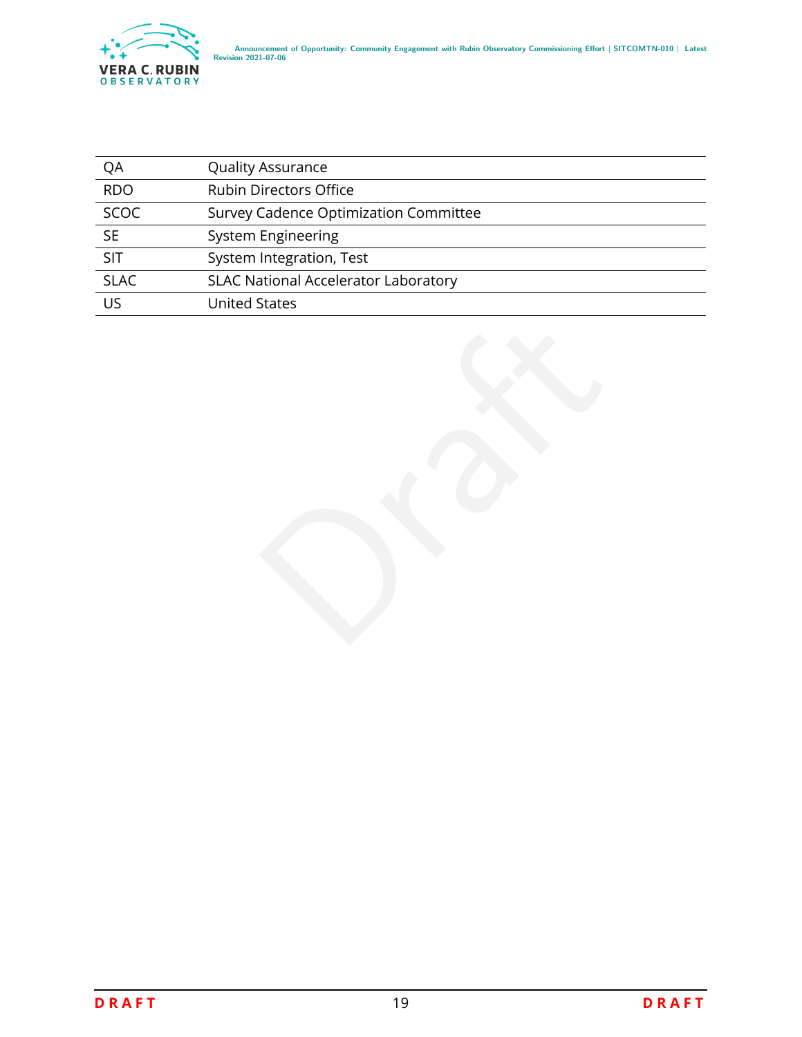| | |
|---|---|
| QA | Quality Assurance |
| RDO | Rubin Directors Office |
| SCOC | Survey Cadence Optimization Committee |
| SE | System Engineering |
| SIT | System Integration, Test |
| SLAC | SLAC National Accelerator Laboratory |
| US | United States |